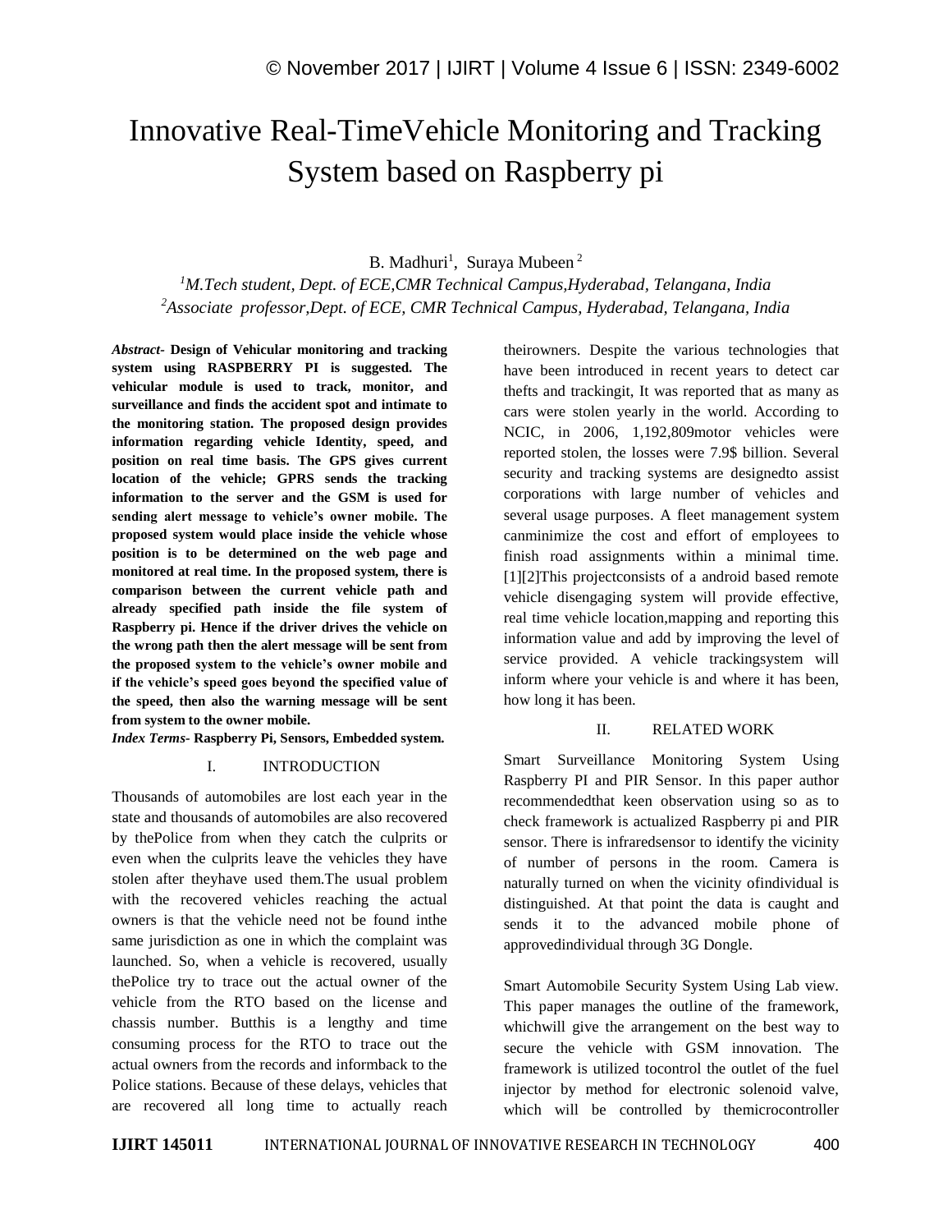# Innovative Real-TimeVehicle Monitoring and Tracking System based on Raspberry pi

B. Madhuri[1], Suraya Mubeen [2]

[1]*M.Tech student, Dept. of ECE,CMR Technical Campus,Hyderabad, Telangana, India*
[2]*Associate professor,Dept. of ECE, CMR Technical Campus, Hyderabad, Telangana, India*

***Abstract-*** **Design of Vehicular monitoring and tracking system using RASPBERRY PI is suggested. The vehicular module is used to track, monitor, and surveillance and finds the accident spot and intimate to the monitoring station. The proposed design provides information regarding vehicle Identity, speed, and position on real time basis. The GPS gives current location of the vehicle; GPRS sends the tracking information to the server and the GSM is used for sending alert message to vehicle's owner mobile. The proposed system would place inside the vehicle whose position is to be determined on the web page and monitored at real time. In the proposed system, there is comparison between the current vehicle path and already specified path inside the file system of Raspberry pi. Hence if the driver drives the vehicle on the wrong path then the alert message will be sent from the proposed system to the vehicle's owner mobile and if the vehicle's speed goes beyond the specified value of the speed, then also the warning message will be sent from system to the owner mobile.**

***Index Terms-*** **Raspberry Pi, Sensors, Embedded system.**

## I. INTRODUCTION

Thousands of automobiles are lost each year in the state and thousands of automobiles are also recovered by thePolice from when they catch the culprits or even when the culprits leave the vehicles they have stolen after theyhave used them.The usual problem with the recovered vehicles reaching the actual owners is that the vehicle need not be found inthe same jurisdiction as one in which the complaint was launched. So, when a vehicle is recovered, usually thePolice try to trace out the actual owner of the vehicle from the RTO based on the license and chassis number. Butthis is a lengthy and time consuming process for the RTO to trace out the actual owners from the records and informback to the Police stations. Because of these delays, vehicles that are recovered all long time to actually reach theirowners. Despite the various technologies that have been introduced in recent years to detect car thefts and trackingit, It was reported that as many as cars were stolen yearly in the world. According to NCIC, in 2006, 1,192,809motor vehicles were reported stolen, the losses were 7.9$ billion. Several security and tracking systems are designedto assist corporations with large number of vehicles and several usage purposes. A fleet management system canminimize the cost and effort of employees to finish road assignments within a minimal time.[1][2]This projectconsists of a android based remote vehicle disengaging system will provide effective, real time vehicle location,mapping and reporting this information value and add by improving the level of service provided. A vehicle trackingsystem will inform where your vehicle is and where it has been, how long it has been.

## II. RELATED WORK

Smart Surveillance Monitoring System Using Raspberry PI and PIR Sensor. In this paper author recommendedthat keen observation using so as to check framework is actualized Raspberry pi and PIR sensor. There is infraredsensor to identify the vicinity of number of persons in the room. Camera is naturally turned on when the vicinity ofindividual is distinguished. At that point the data is caught and sends it to the advanced mobile phone of approvedindividual through 3G Dongle.

Smart Automobile Security System Using Lab view. This paper manages the outline of the framework, whichwill give the arrangement on the best way to secure the vehicle with GSM innovation. The framework is utilized tocontrol the outlet of the fuel injector by method for electronic solenoid valve, which will be controlled by themicrocontroller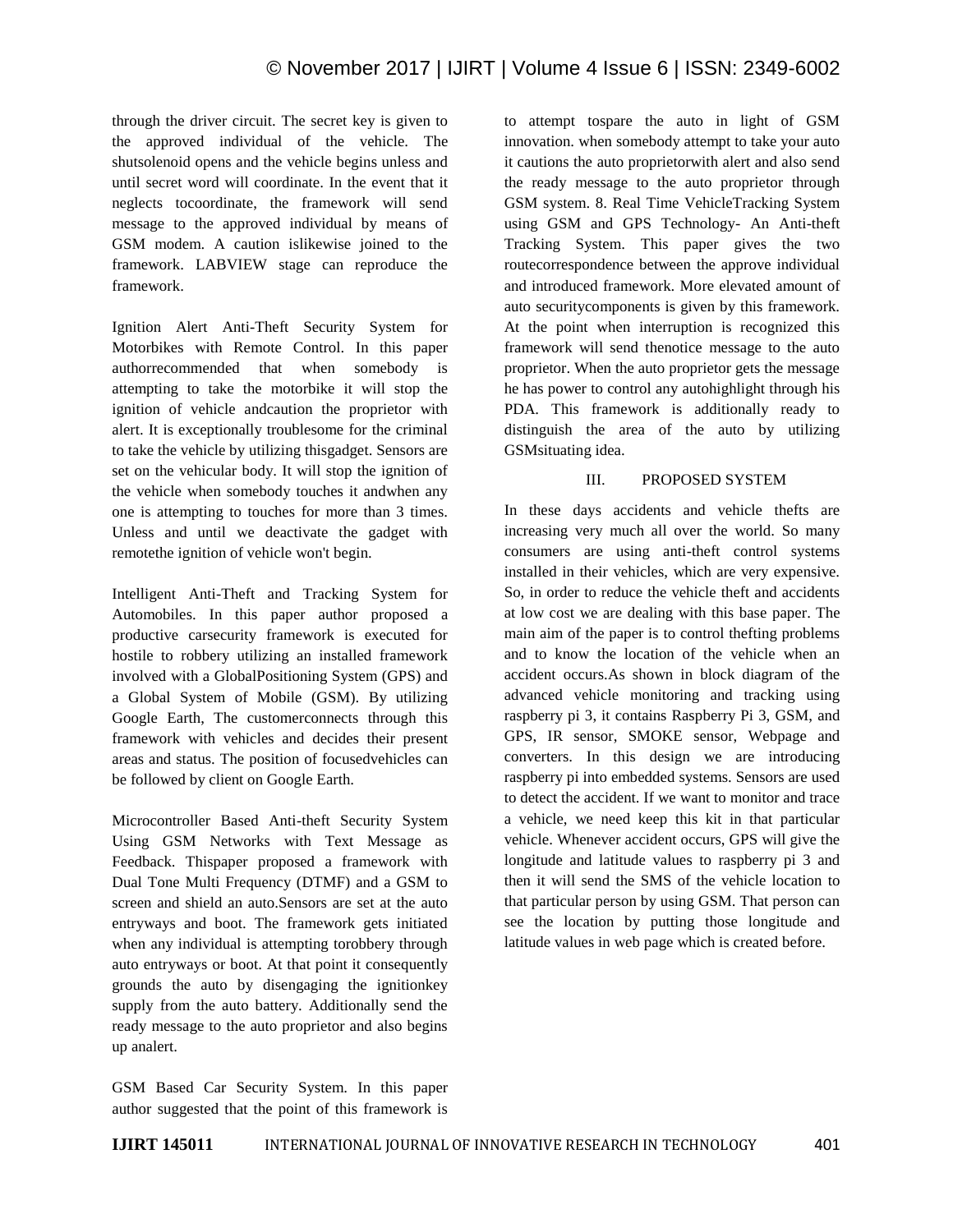through the driver circuit. The secret key is given to the approved individual of the vehicle. The shutsolenoid opens and the vehicle begins unless and until secret word will coordinate. In the event that it neglects tocoordinate, the framework will send message to the approved individual by means of GSM modem. A caution islikewise joined to the framework. LABVIEW stage can reproduce the framework.

Ignition Alert Anti-Theft Security System for Motorbikes with Remote Control. In this paper authorrecommended that when somebody is attempting to take the motorbike it will stop the ignition of vehicle andcaution the proprietor with alert. It is exceptionally troublesome for the criminal to take the vehicle by utilizing thisgadget. Sensors are set on the vehicular body. It will stop the ignition of the vehicle when somebody touches it andwhen any one is attempting to touches for more than 3 times. Unless and until we deactivate the gadget with remotethe ignition of vehicle won't begin.

Intelligent Anti-Theft and Tracking System for Automobiles. In this paper author proposed a productive carsecurity framework is executed for hostile to robbery utilizing an installed framework involved with a GlobalPositioning System (GPS) and a Global System of Mobile (GSM). By utilizing Google Earth, The customerconnects through this framework with vehicles and decides their present areas and status. The position of focusedvehicles can be followed by client on Google Earth.

Microcontroller Based Anti-theft Security System Using GSM Networks with Text Message as Feedback. Thispaper proposed a framework with Dual Tone Multi Frequency (DTMF) and a GSM to screen and shield an auto.Sensors are set at the auto entryways and boot. The framework gets initiated when any individual is attempting torobbery through auto entryways or boot. At that point it consequently grounds the auto by disengaging the ignitionkey supply from the auto battery. Additionally send the ready message to the auto proprietor and also begins up analert.

GSM Based Car Security System. In this paper author suggested that the point of this framework is to attempt tospare the auto in light of GSM innovation. when somebody attempt to take your auto it cautions the auto proprietorwith alert and also send the ready message to the auto proprietor through GSM system. 8. Real Time VehicleTracking System using GSM and GPS Technology- An Anti-theft Tracking System. This paper gives the two routecorrespondence between the approve individual and introduced framework. More elevated amount of auto securitycomponents is given by this framework. At the point when interruption is recognized this framework will send thenotice message to the auto proprietor. When the auto proprietor gets the message he has power to control any autohighlight through his PDA. This framework is additionally ready to distinguish the area of the auto by utilizing GSMsituating idea.

## III. PROPOSED SYSTEM

In these days accidents and vehicle thefts are increasing very much all over the world. So many consumers are using anti-theft control systems installed in their vehicles, which are very expensive. So, in order to reduce the vehicle theft and accidents at low cost we are dealing with this base paper. The main aim of the paper is to control thefting problems and to know the location of the vehicle when an accident occurs.As shown in block diagram of the advanced vehicle monitoring and tracking using raspberry pi 3, it contains Raspberry Pi 3, GSM, and GPS, IR sensor, SMOKE sensor, Webpage and converters. In this design we are introducing raspberry pi into embedded systems. Sensors are used to detect the accident. If we want to monitor and trace a vehicle, we need keep this kit in that particular vehicle. Whenever accident occurs, GPS will give the longitude and latitude values to raspberry pi 3 and then it will send the SMS of the vehicle location to that particular person by using GSM. That person can see the location by putting those longitude and latitude values in web page which is created before.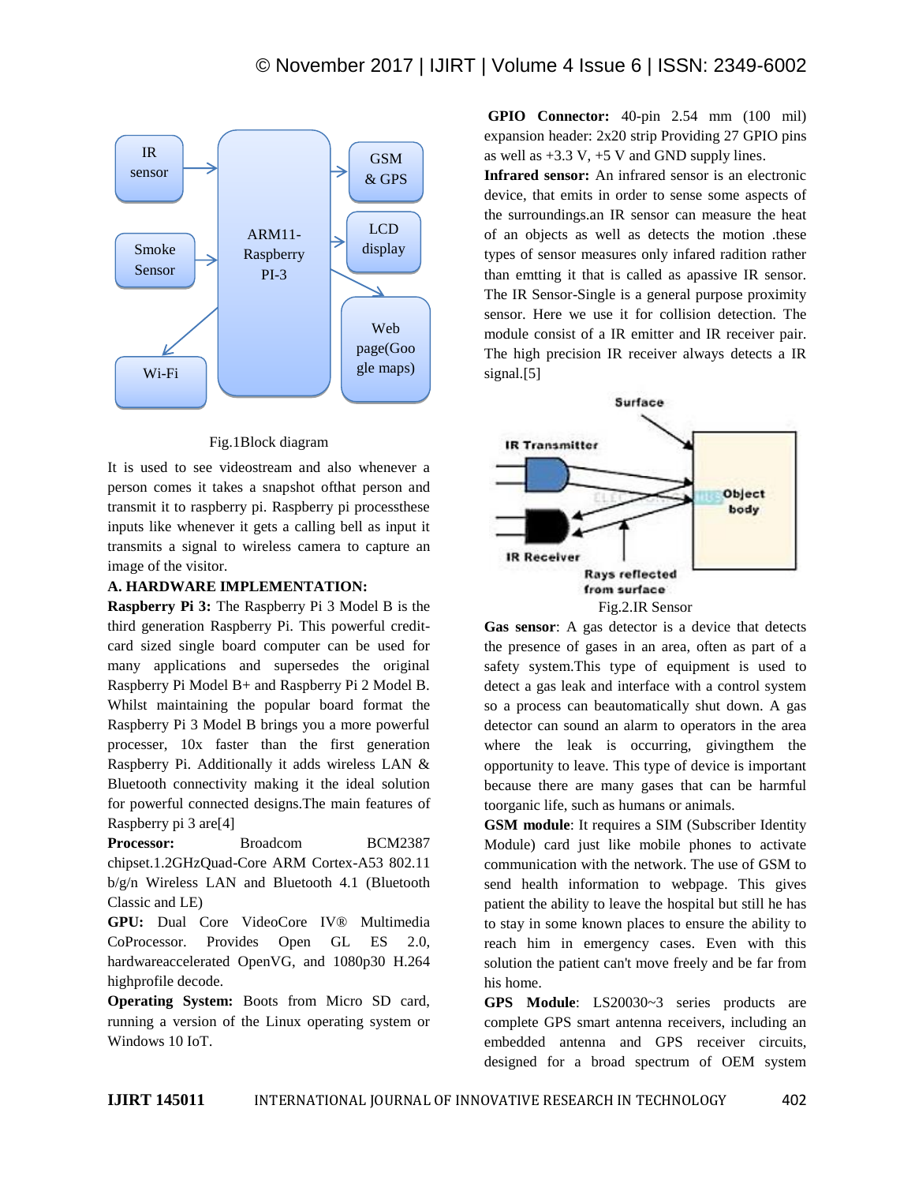Fig.1Block diagram

It is used to see videostream and also whenever a person comes it takes a snapshot ofthat person and transmit it to raspberry pi. Raspberry pi processthese inputs like whenever it gets a calling bell as input it transmits a signal to wireless camera to capture an image of the visitor.

**A. HARDWARE IMPLEMENTATION:**

**Raspberry Pi 3:** The Raspberry Pi 3 Model B is the third generation Raspberry Pi. This powerful credit-card sized single board computer can be used for many applications and supersedes the original Raspberry Pi Model B+ and Raspberry Pi 2 Model B. Whilst maintaining the popular board format the Raspberry Pi 3 Model B brings you a more powerful processer, 10x faster than the first generation Raspberry Pi. Additionally it adds wireless LAN & Bluetooth connectivity making it the ideal solution for powerful connected designs.The main features of Raspberry pi 3 are[4]

**Processor:** Broadcom BCM2387 chipset.1.2GHzQuad-Core ARM Cortex-A53 802.11 b/g/n Wireless LAN and Bluetooth 4.1 (Bluetooth Classic and LE)

**GPU:** Dual Core VideoCore IV® Multimedia CoProcessor. Provides Open GL ES 2.0, hardwareaccelerated OpenVG, and 1080p30 H.264 highprofile decode.

**Operating System:** Boots from Micro SD card, running a version of the Linux operating system or Windows 10 IoT.

**GPIO Connector:** 40-pin 2.54 mm (100 mil) expansion header: 2x20 strip Providing 27 GPIO pins as well as +3.3 V, +5 V and GND supply lines.

**Infrared sensor:** An infrared sensor is an electronic device, that emits in order to sense some aspects of the surroundings.an IR sensor can measure the heat of an objects as well as detects the motion .these types of sensor measures only infared radition rather than emtting it that is called as apassive IR sensor. The IR Sensor-Single is a general purpose proximity sensor. Here we use it for collision detection. The module consist of a IR emitter and IR receiver pair. The high precision IR receiver always detects a IR signal.[5]

Fig.2.IR Sensor

**Gas sensor**: A gas detector is a device that detects the presence of gases in an area, often as part of a safety system.This type of equipment is used to detect a gas leak and interface with a control system so a process can beautomatically shut down. A gas detector can sound an alarm to operators in the area where the leak is occurring, givingthem the opportunity to leave. This type of device is important because there are many gases that can be harmful toorganic life, such as humans or animals.

**GSM module**: It requires a SIM (Subscriber Identity Module) card just like mobile phones to activate communication with the network. The use of GSM to send health information to webpage. This gives patient the ability to leave the hospital but still he has to stay in some known places to ensure the ability to reach him in emergency cases. Even with this solution the patient can't move freely and be far from his home.

**GPS Module**: LS20030~3 series products are complete GPS smart antenna receivers, including an embedded antenna and GPS receiver circuits, designed for a broad spectrum of OEM system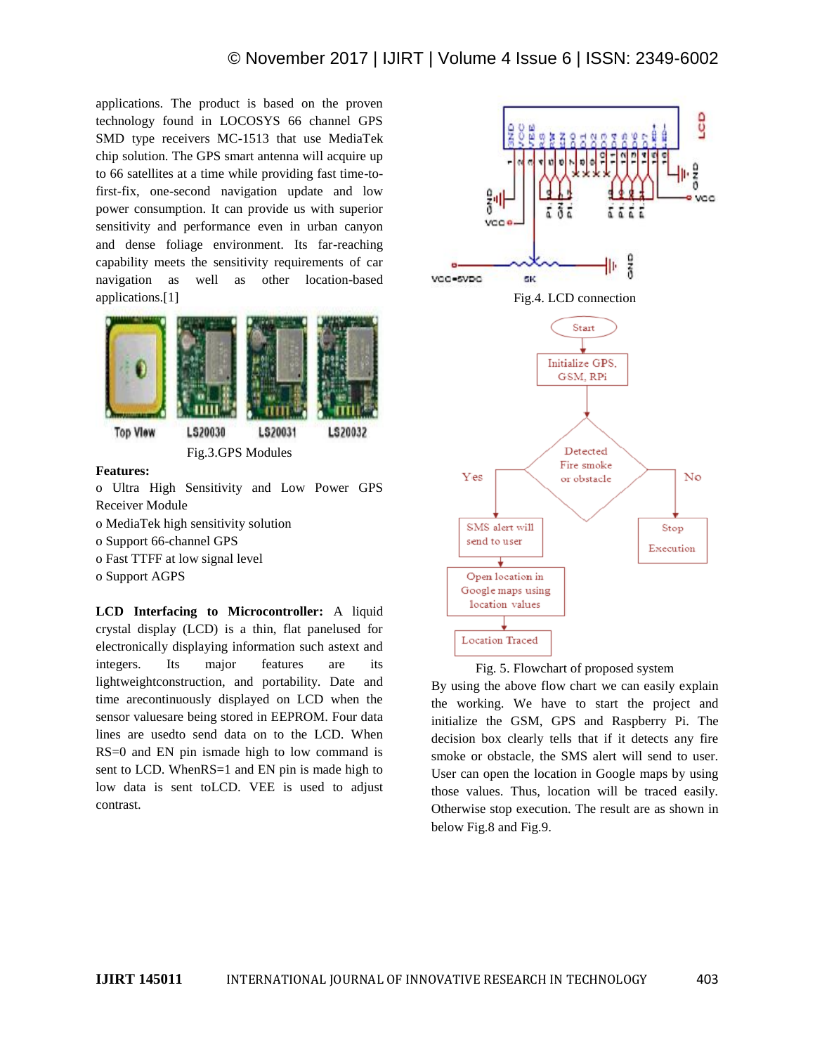applications. The product is based on the proven technology found in LOCOSYS 66 channel GPS SMD type receivers MC-1513 that use MediaTek chip solution. The GPS smart antenna will acquire up to 66 satellites at a time while providing fast time-to-first-fix, one-second navigation update and low power consumption. It can provide us with superior sensitivity and performance even in urban canyon and dense foliage environment. Its far-reaching capability meets the sensitivity requirements of car navigation as well as other location-based applications.[1]

Fig.3.GPS Modules

**Features:**

o Ultra High Sensitivity and Low Power GPS Receiver Module

o MediaTek high sensitivity solution

o Support 66-channel GPS

o Fast TTFF at low signal level

o Support AGPS

**LCD Interfacing to Microcontroller:** A liquid crystal display (LCD) is a thin, flat panelused for electronically displaying information such astext and integers. Its major features are its lightweightconstruction, and portability. Date and time arecontinuously displayed on LCD when the sensor valuesare being stored in EEPROM. Four data lines are usedto send data on to the LCD. When RS=0 and EN pin ismade high to low command is sent to LCD. WhenRS=1 and EN pin is made high to low data is sent toLCD. VEE is used to adjust contrast.

Fig.4. LCD connection

Fig. 5. Flowchart of proposed system

By using the above flow chart we can easily explain the working. We have to start the project and initialize the GSM, GPS and Raspberry Pi. The decision box clearly tells that if it detects any fire smoke or obstacle, the SMS alert will send to user. User can open the location in Google maps by using those values. Thus, location will be traced easily. Otherwise stop execution. The result are as shown in below Fig.8 and Fig.9.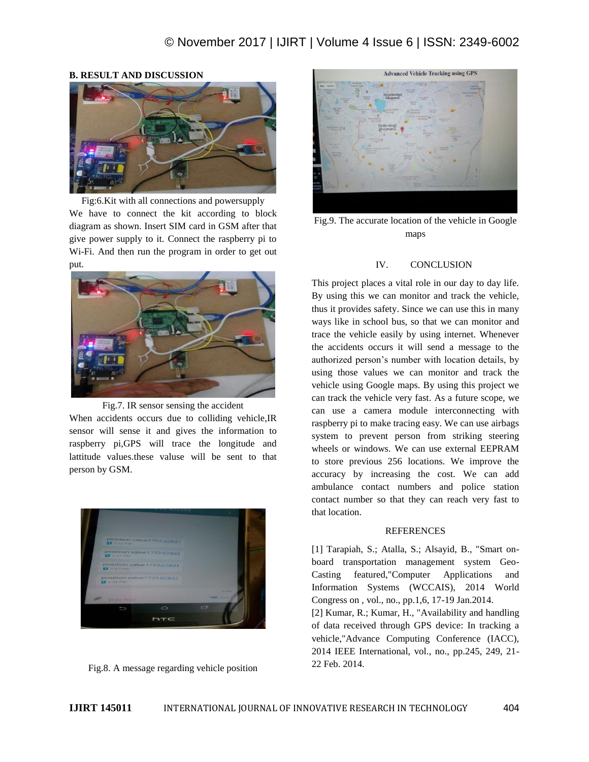### B. RESULT AND DISCUSSION

Fig:6.Kit with all connections and powersupply

We have to connect the kit according to block diagram as shown. Insert SIM card in GSM after that give power supply to it. Connect the raspberry pi to Wi-Fi. And then run the program in order to get out put.

Fig.7. IR sensor sensing the accident

When accidents occurs due to colliding vehicle,IR sensor will sense it and gives the information to raspberry pi,GPS will trace the longitude and lattitude values.these valuse will be sent to that person by GSM.

Fig.8. A message regarding vehicle position

Fig.9. The accurate location of the vehicle in Google maps

## IV. CONCLUSION

This project places a vital role in our day to day life. By using this we can monitor and track the vehicle, thus it provides safety. Since we can use this in many ways like in school bus, so that we can monitor and trace the vehicle easily by using internet. Whenever the accidents occurs it will send a message to the authorized person's number with location details, by using those values we can monitor and track the vehicle using Google maps. By using this project we can track the vehicle very fast. As a future scope, we can use a camera module interconnecting with raspberry pi to make tracing easy. We can use airbags system to prevent person from striking steering wheels or windows. We can use external EEPRAM to store previous 256 locations. We improve the accuracy by increasing the cost. We can add ambulance contact numbers and police station contact number so that they can reach very fast to that location.

## REFERENCES

[1] Tarapiah, S.; Atalla, S.; Alsayid, B., "Smart on-board transportation management system Geo-Casting featured,"Computer Applications and Information Systems (WCCAIS), 2014 World Congress on , vol., no., pp.1,6, 17-19 Jan.2014.

[2] Kumar, R.; Kumar, H., "Availability and handling of data received through GPS device: In tracking a vehicle,"Advance Computing Conference (IACC), 2014 IEEE International, vol., no., pp.245, 249, 21-22 Feb. 2014.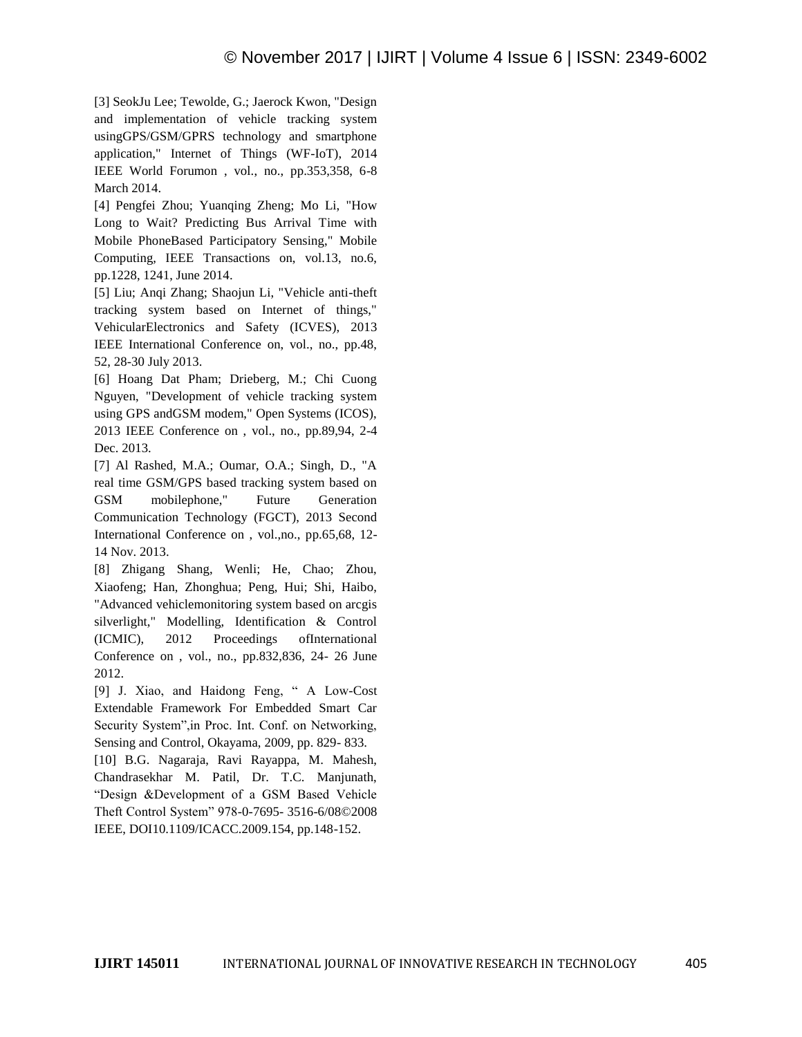[3] SeokJu Lee; Tewolde, G.; Jaerock Kwon, "Design and implementation of vehicle tracking system usingGPS/GSM/GPRS technology and smartphone application," Internet of Things (WF-IoT), 2014 IEEE World Forumon , vol., no., pp.353,358, 6-8 March 2014.

[4] Pengfei Zhou; Yuanqing Zheng; Mo Li, "How Long to Wait? Predicting Bus Arrival Time with Mobile PhoneBased Participatory Sensing," Mobile Computing, IEEE Transactions on, vol.13, no.6, pp.1228, 1241, June 2014.

[5] Liu; Anqi Zhang; Shaojun Li, "Vehicle anti-theft tracking system based on Internet of things," VehicularElectronics and Safety (ICVES), 2013 IEEE International Conference on, vol., no., pp.48, 52, 28-30 July 2013.

[6] Hoang Dat Pham; Drieberg, M.; Chi Cuong Nguyen, "Development of vehicle tracking system using GPS andGSM modem," Open Systems (ICOS), 2013 IEEE Conference on , vol., no., pp.89,94, 2-4 Dec. 2013.

[7] Al Rashed, M.A.; Oumar, O.A.; Singh, D., "A real time GSM/GPS based tracking system based on GSM mobilephone," Future Generation Communication Technology (FGCT), 2013 Second International Conference on , vol.,no., pp.65,68, 12-14 Nov. 2013.

[8] Zhigang Shang, Wenli; He, Chao; Zhou, Xiaofeng; Han, Zhonghua; Peng, Hui; Shi, Haibo, "Advanced vehiclemonitoring system based on arcgis silverlight," Modelling, Identification & Control (ICMIC), 2012 Proceedings ofInternational Conference on , vol., no., pp.832,836, 24- 26 June 2012.

[9] J. Xiao, and Haidong Feng, " A Low-Cost Extendable Framework For Embedded Smart Car Security System",in Proc. Int. Conf. on Networking, Sensing and Control, Okayama, 2009, pp. 829- 833.

[10] B.G. Nagaraja, Ravi Rayappa, M. Mahesh, Chandrasekhar M. Patil, Dr. T.C. Manjunath, "Design &Development of a GSM Based Vehicle Theft Control System" 978-0-7695- 3516-6/08©2008 IEEE, DOI10.1109/ICACC.2009.154, pp.148-152.